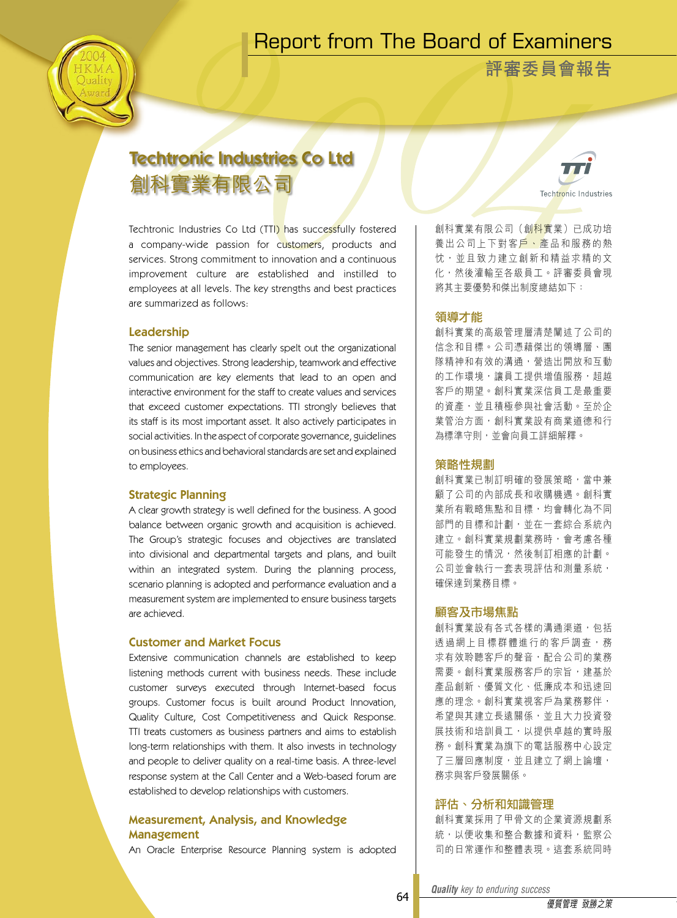# Report from The Board of Examiners

# 評審委員會報告

## Techtronic Industries Co Ltd

## 創科實業有限公司

Techtronic Industries Co Ltd (TTI) has successfully fostered a company-wide passion for customers, products and services. Strong commitment to innovation and a continuous improvement culture are established and instilled to employees at all levels. The key strengths and best practices are summarized as follows:

### Leadership

The senior management has clearly spelt out the organizational values and objectives. Strong leadership, teamwork and effective communication are key elements that lead to an open and interactive environment for the staff to create values and services that exceed customer expectations. TTI strongly believes that its staff is its most important asset. It also actively participates in social activities. In the aspect of corporate governance, guidelines on business ethics and behavioral standards are set and explained to employees.

### Strategic Planning

A clear growth strategy is well defined for the business. A good balance between organic growth and acquisition is achieved. The Group's strategic focuses and objectives are translated into divisional and departmental targets and plans, and built within an integrated system. During the planning process, scenario planning is adopted and performance evaluation and a measurement system are implemented to ensure business targets are achieved.

### Customer and Market Focus

Extensive communication channels are established to keep listening methods current with business needs. These include customer surveys executed through Internet-based focus groups. Customer focus is built around Product Innovation, Quality Culture, Cost Competitiveness and Quick Response. TTI treats customers as business partners and aims to establish long-term relationships with them. It also invests in technology and people to deliver quality on a real-time basis. A three-level response system at the Call Center and a Web-based forum are established to develop relationships with customers.

### Measurement, Analysis, and Knowledge Management

An Oracle Enterprise Resource Planning system is adopted

創科實業有限公司（創科實業）已成功培養出公司上下對客戶、產品和服務的熱忱，並且致力建立創新和精益求精的文化，然後灌輸至各級員工。評審委員會現將其主要優勢和傑出制度總結如下：

### 領導才能

創科實業的高級管理層清楚闡述了公司的信念和目標。公司憑藉傑出的領導層、團隊精神和有效的溝通，營造出開放和互動的工作環境，讓員工提供增值服務，超越客戶的期望。創科實業深信員工是最重要的資產，並且積極參與社會活動。至於企業管治方面，創科實業設有商業道德和行為標準守則，並會向員工詳細解釋。

### 策略性規劃

創科實業已制訂明確的發展策略，當中兼顧了公司的內部成長和收購機遇。創科實業所有戰略焦點和目標，均會轉化為不同部門的目標和計劃，並在一套綜合系統內建立。創科實業規劃業務時，會考慮各種可能發生的情況，然後制訂相應的計劃。公司並會執行一套表現評估和測量系統，確保達到業務目標。

### 顧客及市場焦點

創科實業設有各式各樣的溝通渠道，包括透過網上目標群體進行的客戶調查，務求有效聆聽客戶的聲音，配合公司的業務需要。創科實業服務客戶的宗旨，建基於產品創新、優質文化、低廉成本和迅速回應的理念。創科實業視客戶為業務夥伴，希望與其建立長遠關係，並且大力投資發展技術和培訓員工，以提供卓越的實時服務。創科實業為旗下的電話服務中心設定了三層回應制度，並且建立了網上論壇，務求與客戶發展關係。

### 評估、分析和知識管理

創科實業採用了甲骨文的企業資源規劃系統，以便收集和整合數據和資料，監察公司的日常運作和整體表現。這套系統同時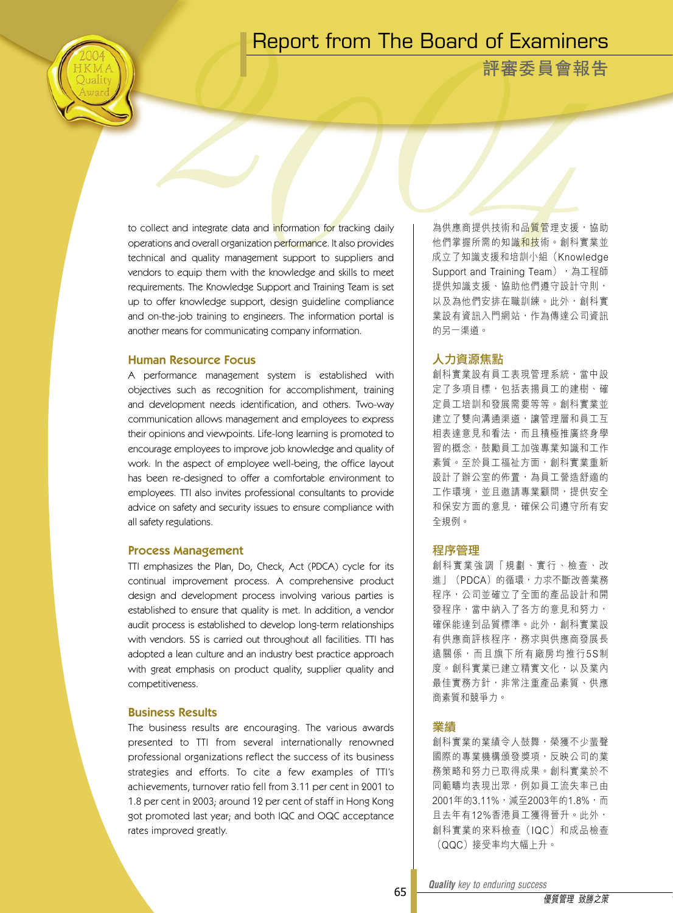to collect and integrate data and information for tracking daily operations and overall organization performance. It also provides technical and quality management support to suppliers and vendors to equip them with the knowledge and skills to meet requirements. The Knowledge Support and Training Team is set up to offer knowledge support, design guideline compliance and on-the-job training to engineers. The information portal is another means for communicating company information.

## Human Resource Focus

A performance management system is established with objectives such as recognition for accomplishment, training and development needs identification, and others. Two-way communication allows management and employees to express their opinions and viewpoints. Life-long learning is promoted to encourage employees to improve job knowledge and quality of work. In the aspect of employee well-being, the office layout has been re-designed to offer a comfortable environment to employees. TTI also invites professional consultants to provide advice on safety and security issues to ensure compliance with all safety regulations.

## Process Management

TTI emphasizes the Plan, Do, Check, Act (PDCA) cycle for its continual improvement process. A comprehensive product design and development process involving various parties is established to ensure that quality is met. In addition, a vendor audit process is established to develop long-term relationships with vendors. 5S is carried out throughout all facilities. TTI has adopted a lean culture and an industry best practice approach with great emphasis on product quality, supplier quality and competitiveness.

## Business Results

The business results are encouraging. The various awards presented to TTI from several internationally renowned professional organizations reflect the success of its business strategies and efforts. To cite a few examples of TTI's achievements, turnover ratio fell from 3.11 per cent in 2001 to 1.8 per cent in 2003; around 12 per cent of staff in Hong Kong got promoted last year; and both IQC and OQC acceptance rates improved greatly.

為供應商提供技術和品質管理支援，協助他們掌握所需的知識和技術。創科實業並成立了知識支援和培訓小組（Knowledge Support and Training Team），為工程師提供知識支援、協助他們遵守設計守則，以及為他們安排在職訓練。此外，創科實業設有資訊入門網站，作為傳達公司資訊的另一渠道。

## 人力資源焦點

創科實業設有員工表現管理系統，當中設定了多項目標，包括表揚員工的建樹、確定員工培訓和發展需要等等。創科實業並建立了雙向溝通渠道，讓管理層和員工互相表達意見和看法，而且積極推廣終身學習的概念，鼓勵員工加強專業知識和工作素質。至於員工福祉方面，創科實業重新設計了辦公室的佈置，為員工營造舒適的工作環境，並且邀請專業顧問，提供安全和保安方面的意見，確保公司遵守所有安全規例。

## 程序管理

創科實業強調「規劃、實行、檢查、改進」（PDCA）的循環，力求不斷改善業務程序，公司並確立了全面的產品設計和開發程序，當中納入了各方的意見和努力，確保能達到品質標準。此外，創科實業設有供應商評核程序，務求與供應商發展長遠關係，而且旗下所有廠房均推行5S制度。創科實業已建立精實文化，以及業內最佳實務方針，非常注重產品素質、供應商素質和競爭力。

## 業績

創科實業的業績令人鼓舞，榮獲不少蜚聲國際的專業機構頒發獎項，反映公司的業務策略和努力已取得成果。創科實業於不同範疇均表現出眾，例如員工流失率已由2001年的3.11%，減至2003年的1.8%，而且去年有12%香港員工獲得晉升。此外，創科實業的來料檢查（IQC）和成品檢查（OQC）接受率均大幅上升。